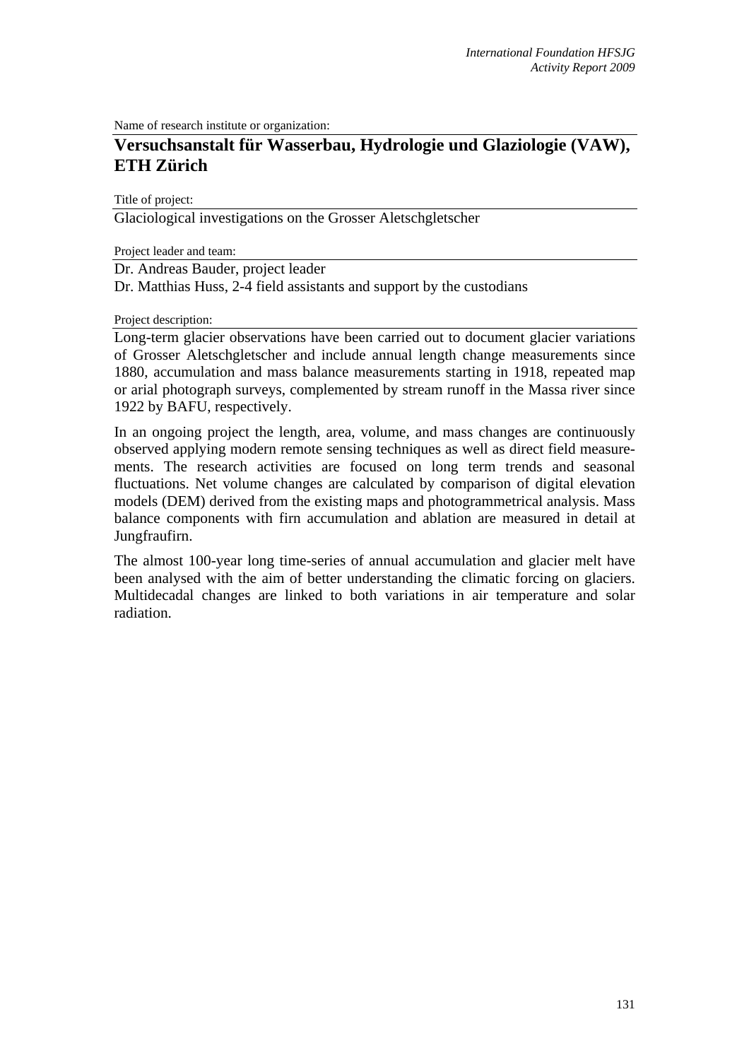Name of research institute or organization:

# Versuchsanstalt für Wasserbau, Hydrologie und Glaziologie (VAW), ETH Zürich

Title of project:

Glaciological investigations on the Grosser Aletschgletscher

Project leader and team:

Dr. Andreas Bauder, project leader
Dr. Matthias Huss, 2-4 field assistants and support by the custodians

Project description:

Long-term glacier observations have been carried out to document glacier variations of Grosser Aletschgletscher and include annual length change measurements since 1880, accumulation and mass balance measurements starting in 1918, repeated map or arial photograph surveys, complemented by stream runoff in the Massa river since 1922 by BAFU, respectively.

In an ongoing project the length, area, volume, and mass changes are continuously observed applying modern remote sensing techniques as well as direct field measurements. The research activities are focused on long term trends and seasonal fluctuations. Net volume changes are calculated by comparison of digital elevation models (DEM) derived from the existing maps and photogrammetrical analysis. Mass balance components with firn accumulation and ablation are measured in detail at Jungfraufirn.

The almost 100-year long time-series of annual accumulation and glacier melt have been analysed with the aim of better understanding the climatic forcing on glaciers. Multidecadal changes are linked to both variations in air temperature and solar radiation.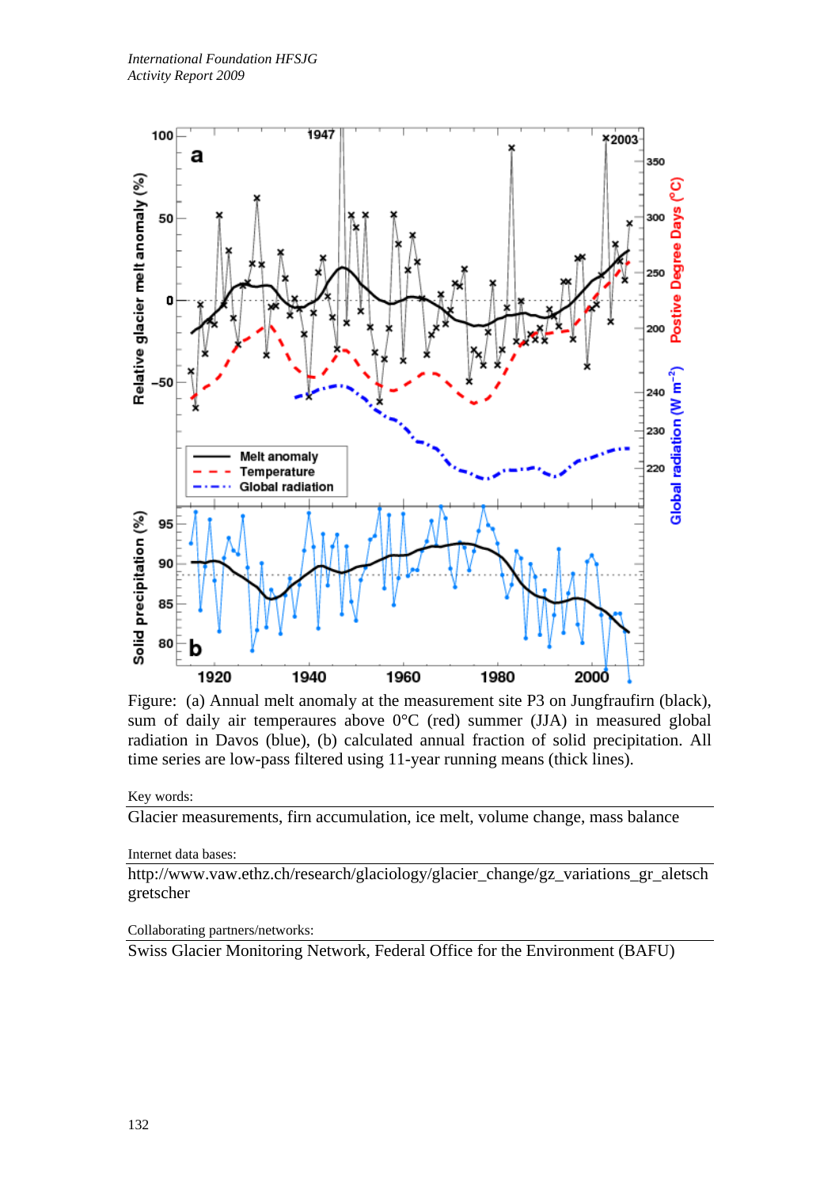Figure: (a) Annual melt anomaly at the measurement site P3 on Jungfraufirn (black), sum of daily air temperaures above 0°C (red) summer (JJA) in measured global radiation in Davos (blue), (b) calculated annual fraction of solid precipitation. All time series are low-pass filtered using 11-year running means (thick lines).

Key words:

Glacier measurements, firn accumulation, ice melt, volume change, mass balance

Internet data bases:

http://www.vaw.ethz.ch/research/glaciology/glacier_change/gz_variations_gr_aletsch gretscher

Collaborating partners/networks:

Swiss Glacier Monitoring Network, Federal Office for the Environment (BAFU)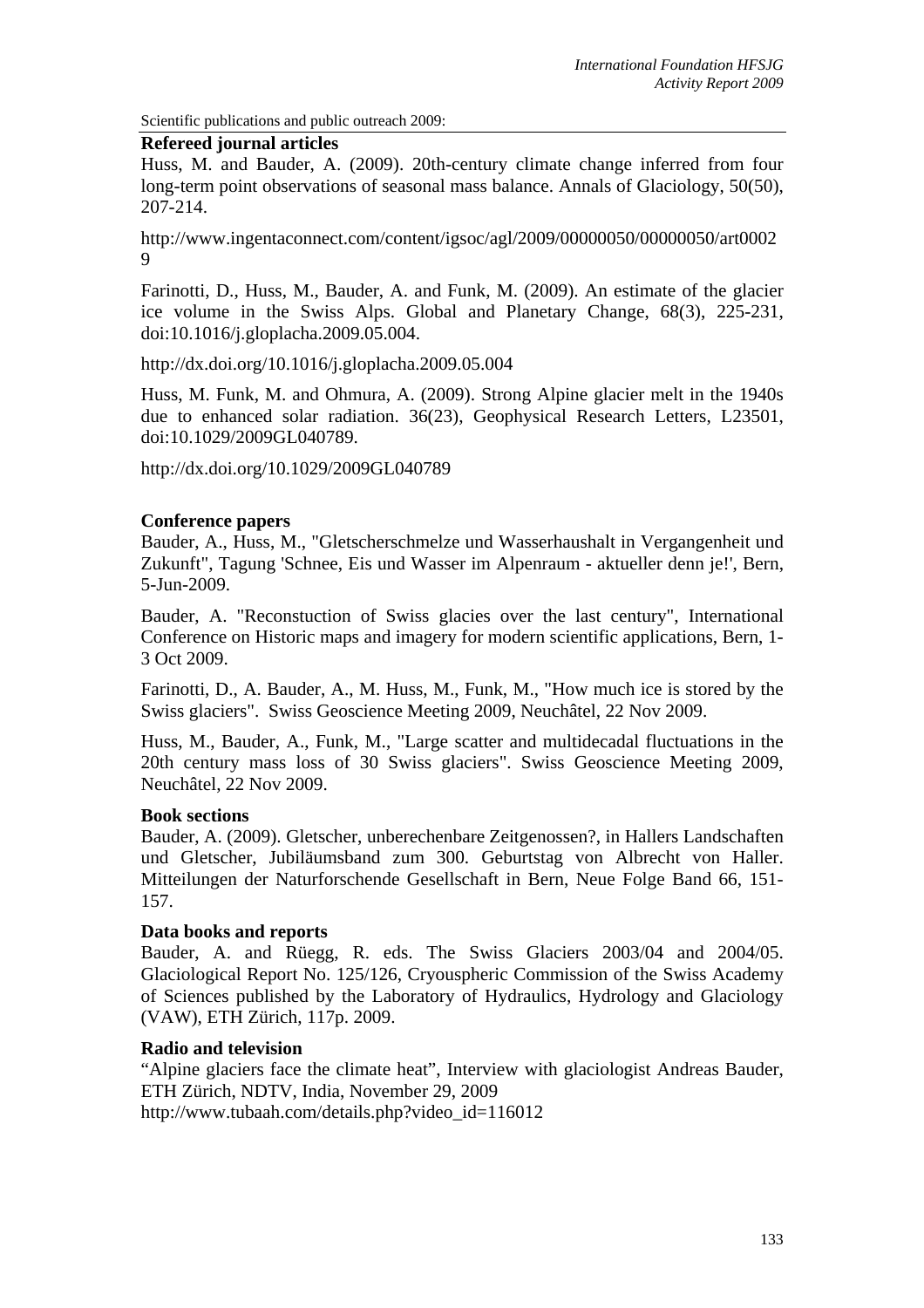Scientific publications and public outreach 2009:

**Refereed journal articles**

Huss, M. and Bauder, A. (2009). 20th-century climate change inferred from four long-term point observations of seasonal mass balance. Annals of Glaciology, 50(50), 207-214.

http://www.ingentaconnect.com/content/igsoc/agl/2009/00000050/00000050/art00029

Farinotti, D., Huss, M., Bauder, A. and Funk, M. (2009). An estimate of the glacier ice volume in the Swiss Alps. Global and Planetary Change, 68(3), 225-231, doi:10.1016/j.gloplacha.2009.05.004.

http://dx.doi.org/10.1016/j.gloplacha.2009.05.004

Huss, M. Funk, M. and Ohmura, A. (2009). Strong Alpine glacier melt in the 1940s due to enhanced solar radiation. 36(23), Geophysical Research Letters, L23501, doi:10.1029/2009GL040789.

http://dx.doi.org/10.1029/2009GL040789

**Conference papers**

Bauder, A., Huss, M., "Gletscherschmelze und Wasserhaushalt in Vergangenheit und Zukunft", Tagung 'Schnee, Eis und Wasser im Alpenraum - aktueller denn je!', Bern, 5-Jun-2009.

Bauder, A. "Reconstuction of Swiss glacies over the last century", International Conference on Historic maps and imagery for modern scientific applications, Bern, 1-3 Oct 2009.

Farinotti, D., A. Bauder, A., M. Huss, M., Funk, M., "How much ice is stored by the Swiss glaciers". Swiss Geoscience Meeting 2009, Neuchâtel, 22 Nov 2009.

Huss, M., Bauder, A., Funk, M., "Large scatter and multidecadal fluctuations in the 20th century mass loss of 30 Swiss glaciers". Swiss Geoscience Meeting 2009, Neuchâtel, 22 Nov 2009.

**Book sections**

Bauder, A. (2009). Gletscher, unberechenbare Zeitgenossen?, in Hallers Landschaften und Gletscher, Jubiläumsband zum 300. Geburtstag von Albrecht von Haller. Mitteilungen der Naturforschende Gesellschaft in Bern, Neue Folge Band 66, 151-157.

**Data books and reports**

Bauder, A. and Rüegg, R. eds. The Swiss Glaciers 2003/04 and 2004/05. Glaciological Report No. 125/126, Cryouspheric Commission of the Swiss Academy of Sciences published by the Laboratory of Hydraulics, Hydrology and Glaciology (VAW), ETH Zürich, 117p. 2009.

**Radio and television**

"Alpine glaciers face the climate heat", Interview with glaciologist Andreas Bauder, ETH Zürich, NDTV, India, November 29, 2009
http://www.tubaah.com/details.php?video_id=116012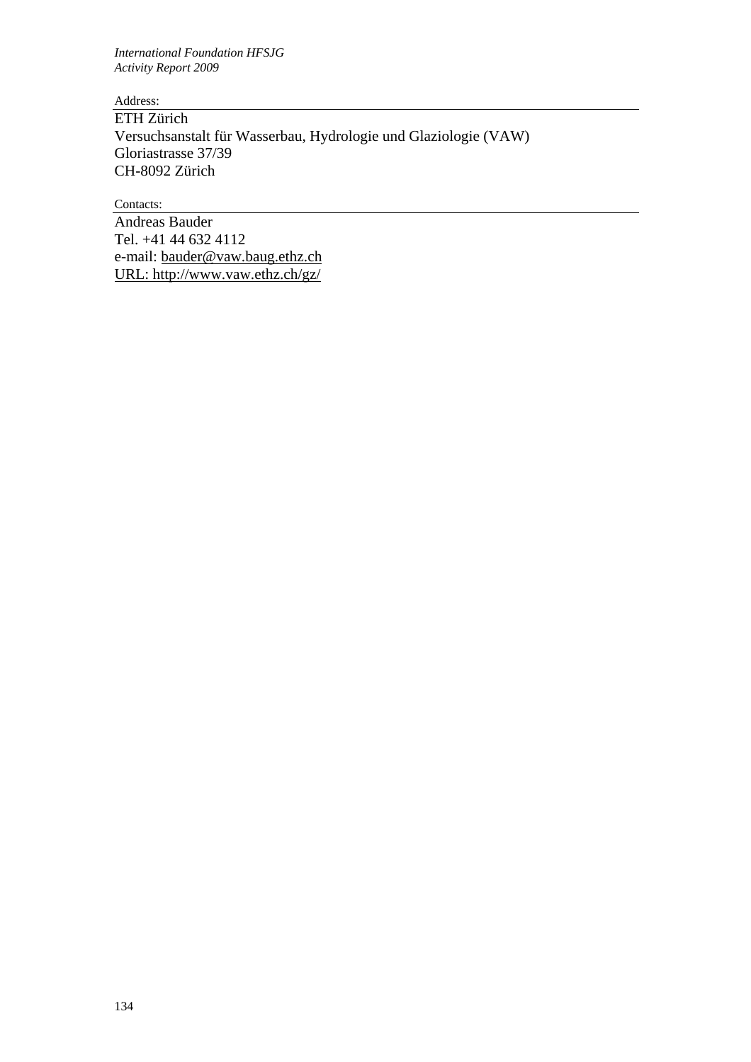Address:

ETH Zürich
Versuchsanstalt für Wasserbau, Hydrologie und Glaziologie (VAW)
Gloriastrasse 37/39
CH-8092 Zürich

Contacts:

Andreas Bauder
Tel. +41 44 632 4112
e-mail: bauder@vaw.baug.ethz.ch
URL: http://www.vaw.ethz.ch/gz/